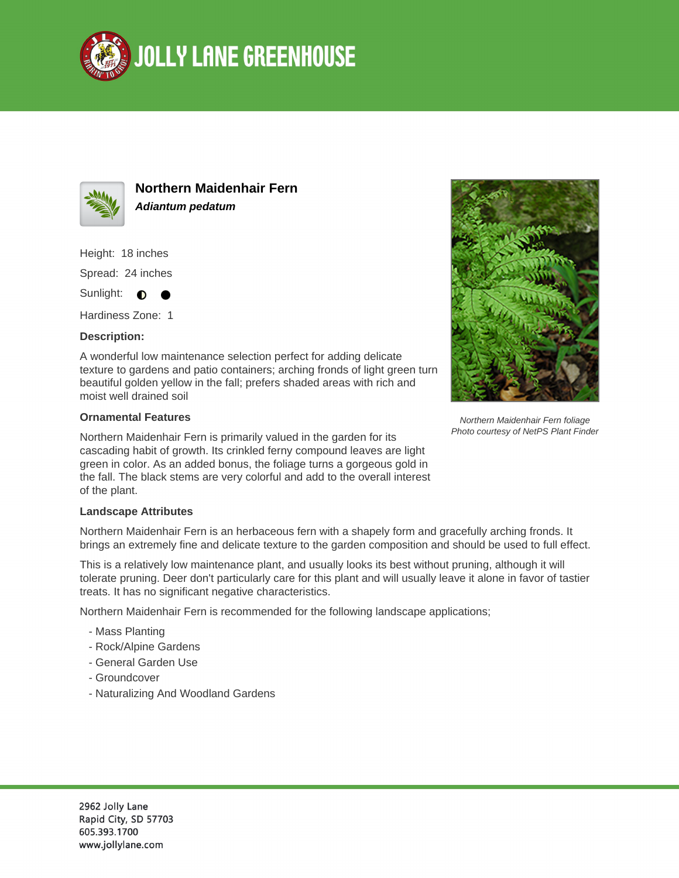# Jolly Lane Greenhouse

## Northern Maidenhair Fern

***Adiantum pedatum***

Height: 18 inches

Spread: 24 inches

Sunlight: ◐ ●

Hardiness Zone: 1

**Description:**

A wonderful low maintenance selection perfect for adding delicate texture to gardens and patio containers; arching fronds of light green turn beautiful golden yellow in the fall; prefers shaded areas with rich and moist well drained soil

*Northern Maidenhair Fern foliage*
*Photo courtesy of NetPS Plant Finder*

**Ornamental Features**

Northern Maidenhair Fern is primarily valued in the garden for its cascading habit of growth. Its crinkled ferny compound leaves are light green in color. As an added bonus, the foliage turns a gorgeous gold in the fall. The black stems are very colorful and add to the overall interest of the plant.

**Landscape Attributes**

Northern Maidenhair Fern is an herbaceous fern with a shapely form and gracefully arching fronds. It brings an extremely fine and delicate texture to the garden composition and should be used to full effect.

This is a relatively low maintenance plant, and usually looks its best without pruning, although it will tolerate pruning. Deer don't particularly care for this plant and will usually leave it alone in favor of tastier treats. It has no significant negative characteristics.

Northern Maidenhair Fern is recommended for the following landscape applications;

- Mass Planting
- Rock/Alpine Gardens
- General Garden Use
- Groundcover
- Naturalizing And Woodland Gardens

2962 Jolly Lane
Rapid City, SD 57703
605.393.1700
www.jollylane.com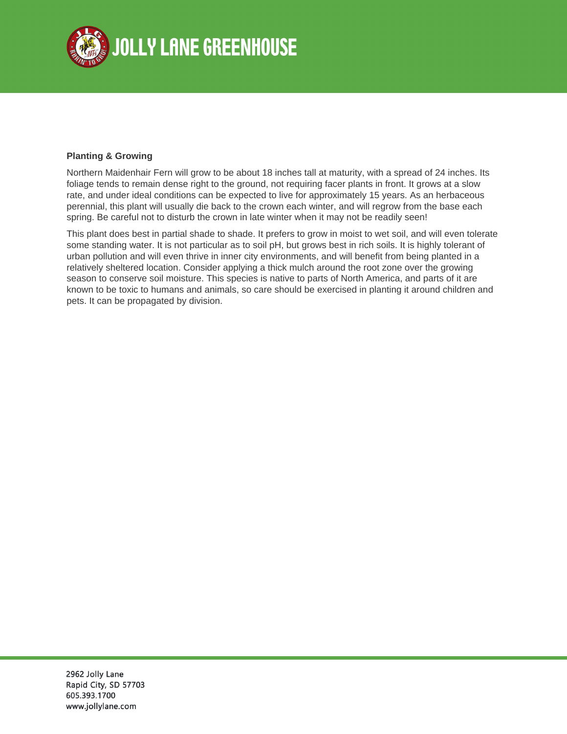**Planting & Growing**

Northern Maidenhair Fern will grow to be about 18 inches tall at maturity, with a spread of 24 inches. Its foliage tends to remain dense right to the ground, not requiring facer plants in front. It grows at a slow rate, and under ideal conditions can be expected to live for approximately 15 years. As an herbaceous perennial, this plant will usually die back to the crown each winter, and will regrow from the base each spring. Be careful not to disturb the crown in late winter when it may not be readily seen!

This plant does best in partial shade to shade. It prefers to grow in moist to wet soil, and will even tolerate some standing water. It is not particular as to soil pH, but grows best in rich soils. It is highly tolerant of urban pollution and will even thrive in inner city environments, and will benefit from being planted in a relatively sheltered location. Consider applying a thick mulch around the root zone over the growing season to conserve soil moisture. This species is native to parts of North America, and parts of it are known to be toxic to humans and animals, so care should be exercised in planting it around children and pets. It can be propagated by division.